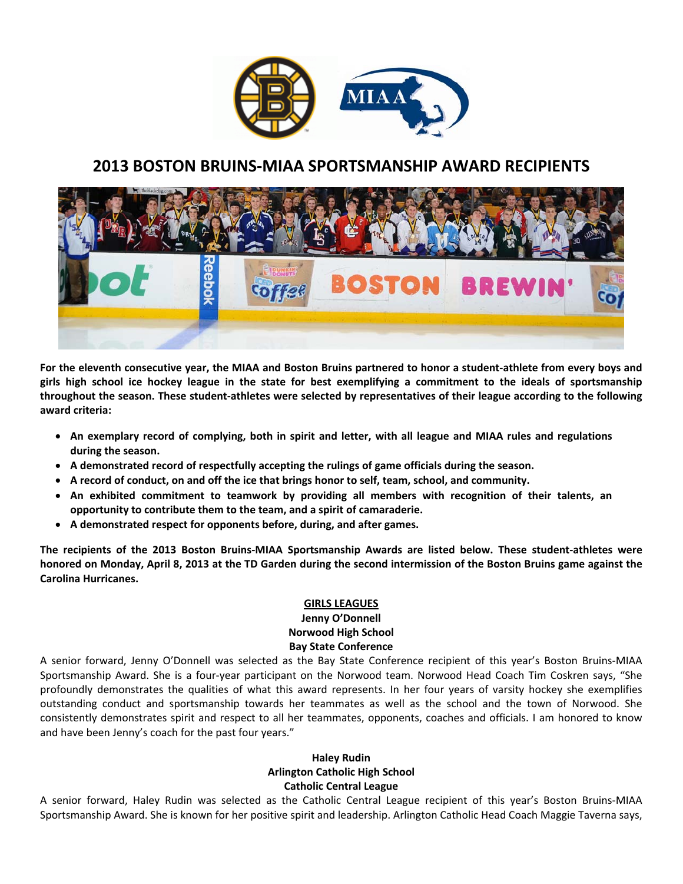# 2013 BOSTON BRUINS-MIAA SPORTSMANSHIP AWARD RECIPIENTS

**For the eleventh consecutive year, the MIAA and Boston Bruins partnered to honor a student-athlete from every boys and girls high school ice hockey league in the state for best exemplifying a commitment to the ideals of sportsmanship throughout the season. These student-athletes were selected by representatives of their league according to the following award criteria:**

- **An exemplary record of complying, both in spirit and letter, with all league and MIAA rules and regulations during the season.**
- **A demonstrated record of respectfully accepting the rulings of game officials during the season.**
- **A record of conduct, on and off the ice that brings honor to self, team, school, and community.**
- **An exhibited commitment to teamwork by providing all members with recognition of their talents, an opportunity to contribute them to the team, and a spirit of camaraderie.**
- **A demonstrated respect for opponents before, during, and after games.**

**The recipients of the 2013 Boston Bruins-MIAA Sportsmanship Awards are listed below. These student-athletes were honored on Monday, April 8, 2013 at the TD Garden during the second intermission of the Boston Bruins game against the Carolina Hurricanes.**

## GIRLS LEAGUES

**Jenny O'Donnell**
**Norwood High School**
**Bay State Conference**

A senior forward, Jenny O'Donnell was selected as the Bay State Conference recipient of this year's Boston Bruins-MIAA Sportsmanship Award. She is a four-year participant on the Norwood team. Norwood Head Coach Tim Coskren says, "She profoundly demonstrates the qualities of what this award represents. In her four years of varsity hockey she exemplifies outstanding conduct and sportsmanship towards her teammates as well as the school and the town of Norwood. She consistently demonstrates spirit and respect to all her teammates, opponents, coaches and officials. I am honored to know and have been Jenny's coach for the past four years."

**Haley Rudin**
**Arlington Catholic High School**
**Catholic Central League**

A senior forward, Haley Rudin was selected as the Catholic Central League recipient of this year's Boston Bruins-MIAA Sportsmanship Award. She is known for her positive spirit and leadership. Arlington Catholic Head Coach Maggie Taverna says,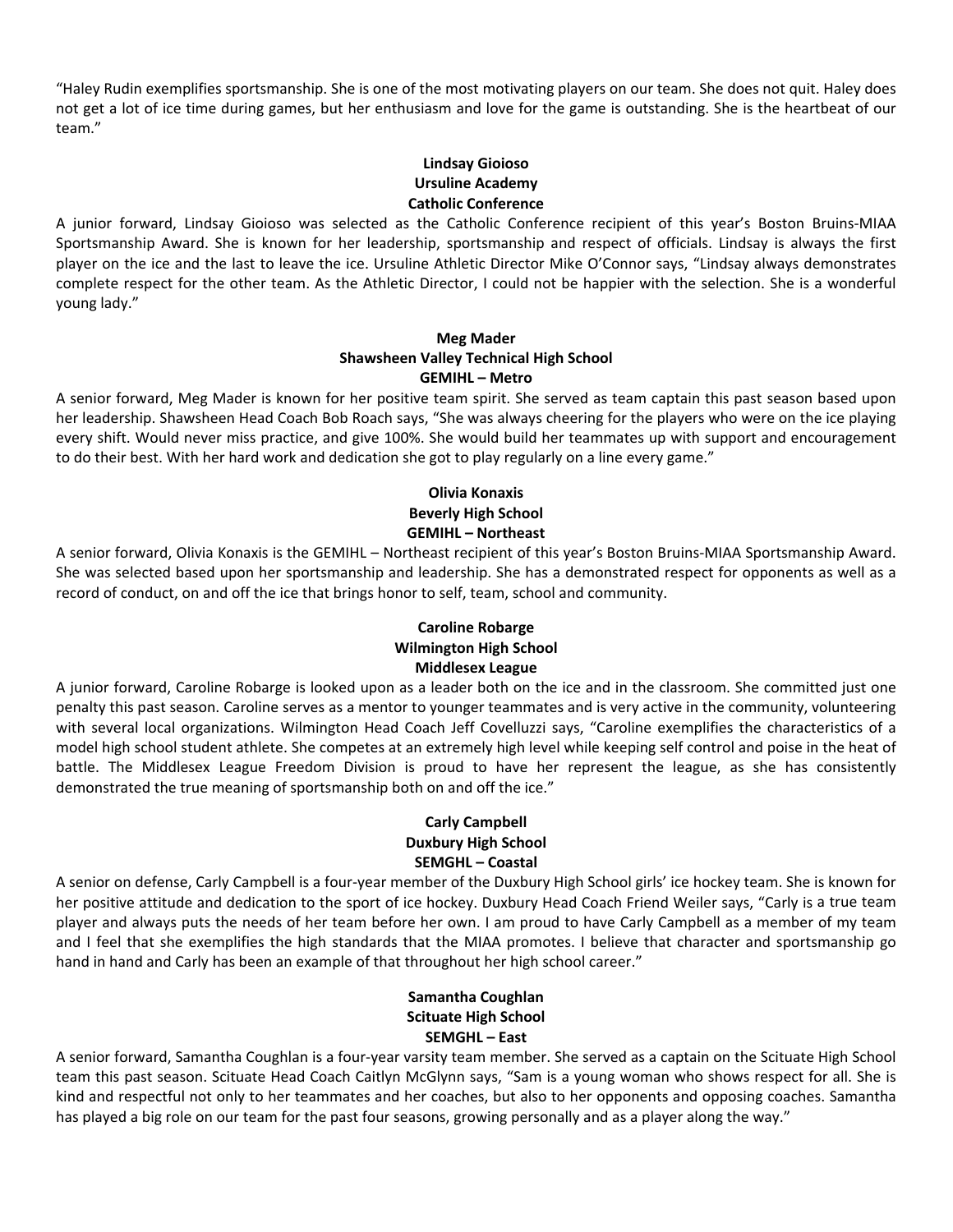"Haley Rudin exemplifies sportsmanship. She is one of the most motivating players on our team. She does not quit. Haley does not get a lot of ice time during games, but her enthusiasm and love for the game is outstanding. She is the heartbeat of our team."

**Lindsay Gioioso**
**Ursuline Academy**
**Catholic Conference**

A junior forward, Lindsay Gioioso was selected as the Catholic Conference recipient of this year's Boston Bruins-MIAA Sportsmanship Award. She is known for her leadership, sportsmanship and respect of officials. Lindsay is always the first player on the ice and the last to leave the ice. Ursuline Athletic Director Mike O'Connor says, "Lindsay always demonstrates complete respect for the other team. As the Athletic Director, I could not be happier with the selection. She is a wonderful young lady."

**Meg Mader**
**Shawsheen Valley Technical High School**
**GEMIHL – Metro**

A senior forward, Meg Mader is known for her positive team spirit. She served as team captain this past season based upon her leadership. Shawsheen Head Coach Bob Roach says, "She was always cheering for the players who were on the ice playing every shift. Would never miss practice, and give 100%. She would build her teammates up with support and encouragement to do their best. With her hard work and dedication she got to play regularly on a line every game."

**Olivia Konaxis**
**Beverly High School**
**GEMIHL – Northeast**

A senior forward, Olivia Konaxis is the GEMIHL – Northeast recipient of this year's Boston Bruins-MIAA Sportsmanship Award. She was selected based upon her sportsmanship and leadership. She has a demonstrated respect for opponents as well as a record of conduct, on and off the ice that brings honor to self, team, school and community.

**Caroline Robarge**
**Wilmington High School**
**Middlesex League**

A junior forward, Caroline Robarge is looked upon as a leader both on the ice and in the classroom. She committed just one penalty this past season. Caroline serves as a mentor to younger teammates and is very active in the community, volunteering with several local organizations. Wilmington Head Coach Jeff Covelluzzi says, "Caroline exemplifies the characteristics of a model high school student athlete. She competes at an extremely high level while keeping self control and poise in the heat of battle. The Middlesex League Freedom Division is proud to have her represent the league, as she has consistently demonstrated the true meaning of sportsmanship both on and off the ice."

**Carly Campbell**
**Duxbury High School**
**SEMGHL – Coastal**

A senior on defense, Carly Campbell is a four-year member of the Duxbury High School girls' ice hockey team. She is known for her positive attitude and dedication to the sport of ice hockey. Duxbury Head Coach Friend Weiler says, "Carly is a true team player and always puts the needs of her team before her own. I am proud to have Carly Campbell as a member of my team and I feel that she exemplifies the high standards that the MIAA promotes. I believe that character and sportsmanship go hand in hand and Carly has been an example of that throughout her high school career."

**Samantha Coughlan**
**Scituate High School**
**SEMGHL – East**

A senior forward, Samantha Coughlan is a four-year varsity team member. She served as a captain on the Scituate High School team this past season. Scituate Head Coach Caitlyn McGlynn says, "Sam is a young woman who shows respect for all. She is kind and respectful not only to her teammates and her coaches, but also to her opponents and opposing coaches. Samantha has played a big role on our team for the past four seasons, growing personally and as a player along the way."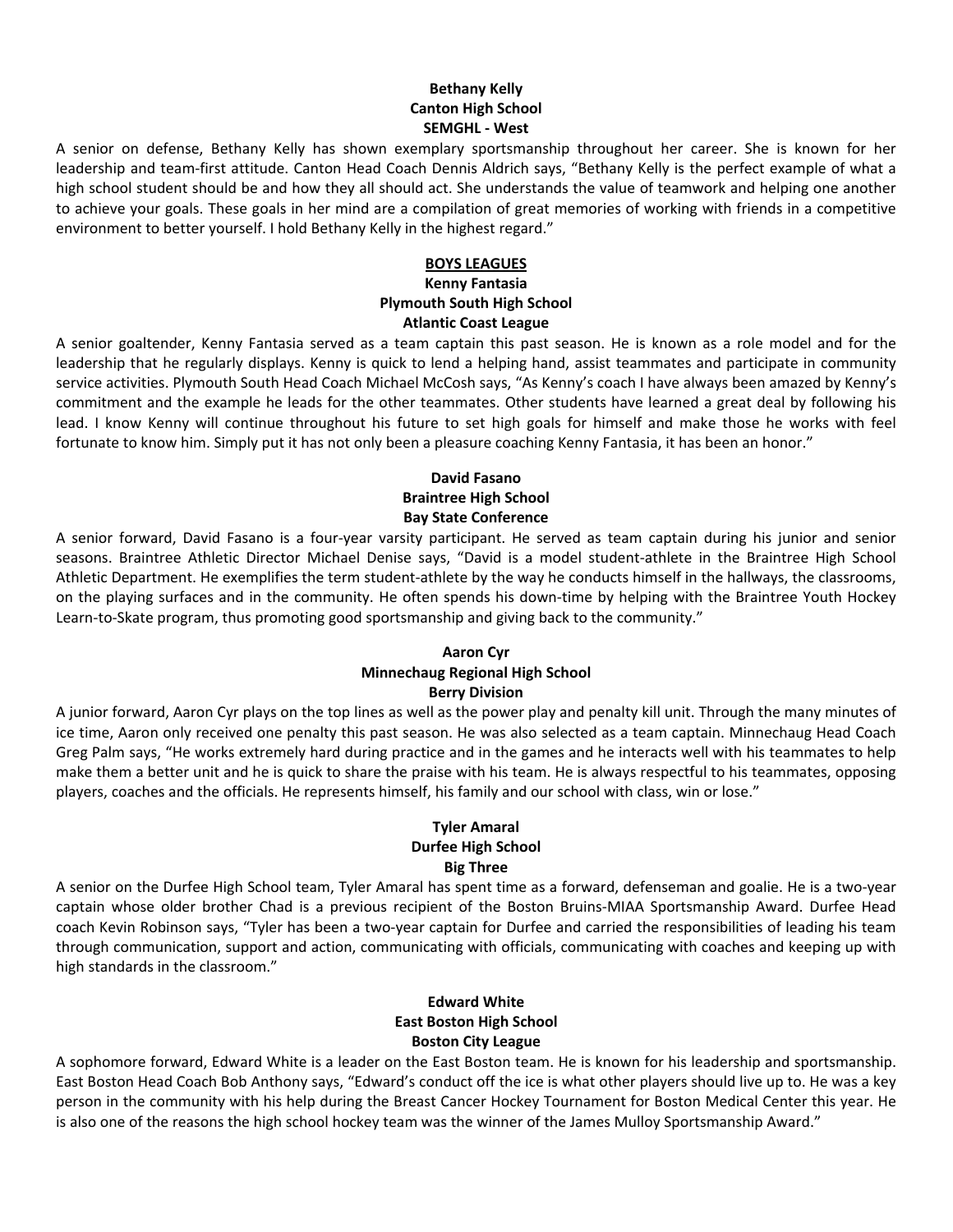**Bethany Kelly**
**Canton High School**
**SEMGHL - West**

A senior on defense, Bethany Kelly has shown exemplary sportsmanship throughout her career. She is known for her leadership and team-first attitude. Canton Head Coach Dennis Aldrich says, "Bethany Kelly is the perfect example of what a high school student should be and how they all should act. She understands the value of teamwork and helping one another to achieve your goals. These goals in her mind are a compilation of great memories of working with friends in a competitive environment to better yourself. I hold Bethany Kelly in the highest regard."

## BOYS LEAGUES

**Kenny Fantasia**
**Plymouth South High School**
**Atlantic Coast League**

A senior goaltender, Kenny Fantasia served as a team captain this past season. He is known as a role model and for the leadership that he regularly displays. Kenny is quick to lend a helping hand, assist teammates and participate in community service activities. Plymouth South Head Coach Michael McCosh says, "As Kenny's coach I have always been amazed by Kenny's commitment and the example he leads for the other teammates. Other students have learned a great deal by following his lead. I know Kenny will continue throughout his future to set high goals for himself and make those he works with feel fortunate to know him. Simply put it has not only been a pleasure coaching Kenny Fantasia, it has been an honor."

**David Fasano**
**Braintree High School**
**Bay State Conference**

A senior forward, David Fasano is a four-year varsity participant. He served as team captain during his junior and senior seasons. Braintree Athletic Director Michael Denise says, "David is a model student-athlete in the Braintree High School Athletic Department. He exemplifies the term student-athlete by the way he conducts himself in the hallways, the classrooms, on the playing surfaces and in the community. He often spends his down-time by helping with the Braintree Youth Hockey Learn-to-Skate program, thus promoting good sportsmanship and giving back to the community."

**Aaron Cyr**
**Minnechaug Regional High School**
**Berry Division**

A junior forward, Aaron Cyr plays on the top lines as well as the power play and penalty kill unit. Through the many minutes of ice time, Aaron only received one penalty this past season. He was also selected as a team captain. Minnechaug Head Coach Greg Palm says, "He works extremely hard during practice and in the games and he interacts well with his teammates to help make them a better unit and he is quick to share the praise with his team. He is always respectful to his teammates, opposing players, coaches and the officials. He represents himself, his family and our school with class, win or lose."

**Tyler Amaral**
**Durfee High School**
**Big Three**

A senior on the Durfee High School team, Tyler Amaral has spent time as a forward, defenseman and goalie. He is a two-year captain whose older brother Chad is a previous recipient of the Boston Bruins-MIAA Sportsmanship Award. Durfee Head coach Kevin Robinson says, "Tyler has been a two-year captain for Durfee and carried the responsibilities of leading his team through communication, support and action, communicating with officials, communicating with coaches and keeping up with high standards in the classroom."

**Edward White**
**East Boston High School**
**Boston City League**

A sophomore forward, Edward White is a leader on the East Boston team. He is known for his leadership and sportsmanship. East Boston Head Coach Bob Anthony says, "Edward's conduct off the ice is what other players should live up to. He was a key person in the community with his help during the Breast Cancer Hockey Tournament for Boston Medical Center this year. He is also one of the reasons the high school hockey team was the winner of the James Mulloy Sportsmanship Award."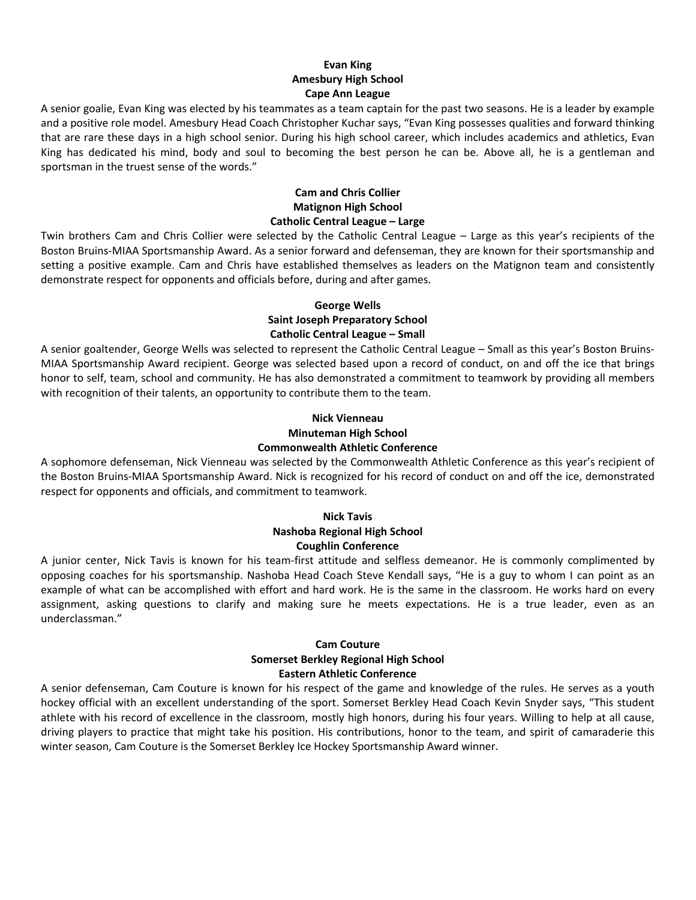**Evan King**
**Amesbury High School**
**Cape Ann League**

A senior goalie, Evan King was elected by his teammates as a team captain for the past two seasons. He is a leader by example and a positive role model. Amesbury Head Coach Christopher Kuchar says, "Evan King possesses qualities and forward thinking that are rare these days in a high school senior. During his high school career, which includes academics and athletics, Evan King has dedicated his mind, body and soul to becoming the best person he can be. Above all, he is a gentleman and sportsman in the truest sense of the words."

**Cam and Chris Collier**
**Matignon High School**
**Catholic Central League – Large**

Twin brothers Cam and Chris Collier were selected by the Catholic Central League – Large as this year's recipients of the Boston Bruins-MIAA Sportsmanship Award. As a senior forward and defenseman, they are known for their sportsmanship and setting a positive example. Cam and Chris have established themselves as leaders on the Matignon team and consistently demonstrate respect for opponents and officials before, during and after games.

**George Wells**
**Saint Joseph Preparatory School**
**Catholic Central League – Small**

A senior goaltender, George Wells was selected to represent the Catholic Central League – Small as this year's Boston Bruins-MIAA Sportsmanship Award recipient. George was selected based upon a record of conduct, on and off the ice that brings honor to self, team, school and community. He has also demonstrated a commitment to teamwork by providing all members with recognition of their talents, an opportunity to contribute them to the team.

**Nick Vienneau**
**Minuteman High School**
**Commonwealth Athletic Conference**

A sophomore defenseman, Nick Vienneau was selected by the Commonwealth Athletic Conference as this year's recipient of the Boston Bruins-MIAA Sportsmanship Award. Nick is recognized for his record of conduct on and off the ice, demonstrated respect for opponents and officials, and commitment to teamwork.

**Nick Tavis**
**Nashoba Regional High School**
**Coughlin Conference**

A junior center, Nick Tavis is known for his team-first attitude and selfless demeanor. He is commonly complimented by opposing coaches for his sportsmanship. Nashoba Head Coach Steve Kendall says, "He is a guy to whom I can point as an example of what can be accomplished with effort and hard work. He is the same in the classroom. He works hard on every assignment, asking questions to clarify and making sure he meets expectations. He is a true leader, even as an underclassman."

**Cam Couture**
**Somerset Berkley Regional High School**
**Eastern Athletic Conference**

A senior defenseman, Cam Couture is known for his respect of the game and knowledge of the rules. He serves as a youth hockey official with an excellent understanding of the sport. Somerset Berkley Head Coach Kevin Snyder says, "This student athlete with his record of excellence in the classroom, mostly high honors, during his four years. Willing to help at all cause, driving players to practice that might take his position. His contributions, honor to the team, and spirit of camaraderie this winter season, Cam Couture is the Somerset Berkley Ice Hockey Sportsmanship Award winner.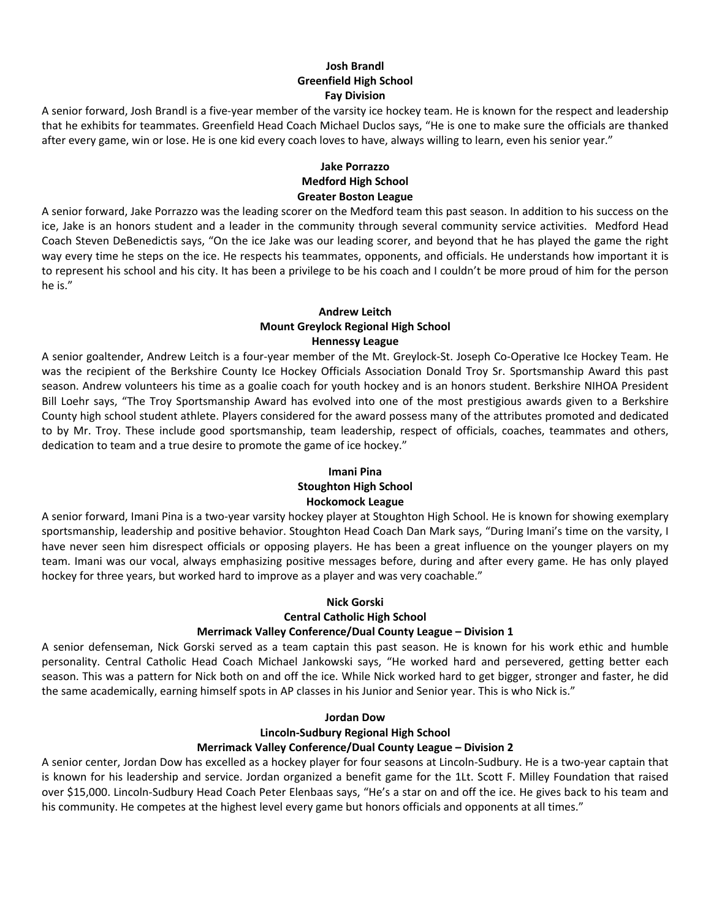**Josh Brandl**
**Greenfield High School**
**Fay Division**

A senior forward, Josh Brandl is a five-year member of the varsity ice hockey team. He is known for the respect and leadership that he exhibits for teammates. Greenfield Head Coach Michael Duclos says, "He is one to make sure the officials are thanked after every game, win or lose. He is one kid every coach loves to have, always willing to learn, even his senior year."

**Jake Porrazzo**
**Medford High School**
**Greater Boston League**

A senior forward, Jake Porrazzo was the leading scorer on the Medford team this past season. In addition to his success on the ice, Jake is an honors student and a leader in the community through several community service activities. Medford Head Coach Steven DeBenedictis says, "On the ice Jake was our leading scorer, and beyond that he has played the game the right way every time he steps on the ice. He respects his teammates, opponents, and officials. He understands how important it is to represent his school and his city. It has been a privilege to be his coach and I couldn't be more proud of him for the person he is."

**Andrew Leitch**
**Mount Greylock Regional High School**
**Hennessy League**

A senior goaltender, Andrew Leitch is a four-year member of the Mt. Greylock-St. Joseph Co-Operative Ice Hockey Team. He was the recipient of the Berkshire County Ice Hockey Officials Association Donald Troy Sr. Sportsmanship Award this past season. Andrew volunteers his time as a goalie coach for youth hockey and is an honors student. Berkshire NIHOA President Bill Loehr says, "The Troy Sportsmanship Award has evolved into one of the most prestigious awards given to a Berkshire County high school student athlete. Players considered for the award possess many of the attributes promoted and dedicated to by Mr. Troy. These include good sportsmanship, team leadership, respect of officials, coaches, teammates and others, dedication to team and a true desire to promote the game of ice hockey."

**Imani Pina**
**Stoughton High School**
**Hockomock League**

A senior forward, Imani Pina is a two-year varsity hockey player at Stoughton High School. He is known for showing exemplary sportsmanship, leadership and positive behavior. Stoughton Head Coach Dan Mark says, "During Imani's time on the varsity, I have never seen him disrespect officials or opposing players. He has been a great influence on the younger players on my team. Imani was our vocal, always emphasizing positive messages before, during and after every game. He has only played hockey for three years, but worked hard to improve as a player and was very coachable."

**Nick Gorski**
**Central Catholic High School**
**Merrimack Valley Conference/Dual County League – Division 1**

A senior defenseman, Nick Gorski served as a team captain this past season. He is known for his work ethic and humble personality. Central Catholic Head Coach Michael Jankowski says, "He worked hard and persevered, getting better each season. This was a pattern for Nick both on and off the ice. While Nick worked hard to get bigger, stronger and faster, he did the same academically, earning himself spots in AP classes in his Junior and Senior year. This is who Nick is."

**Jordan Dow**
**Lincoln-Sudbury Regional High School**
**Merrimack Valley Conference/Dual County League – Division 2**

A senior center, Jordan Dow has excelled as a hockey player for four seasons at Lincoln-Sudbury. He is a two-year captain that is known for his leadership and service. Jordan organized a benefit game for the 1Lt. Scott F. Milley Foundation that raised over $15,000. Lincoln-Sudbury Head Coach Peter Elenbaas says, "He's a star on and off the ice. He gives back to his team and his community. He competes at the highest level every game but honors officials and opponents at all times."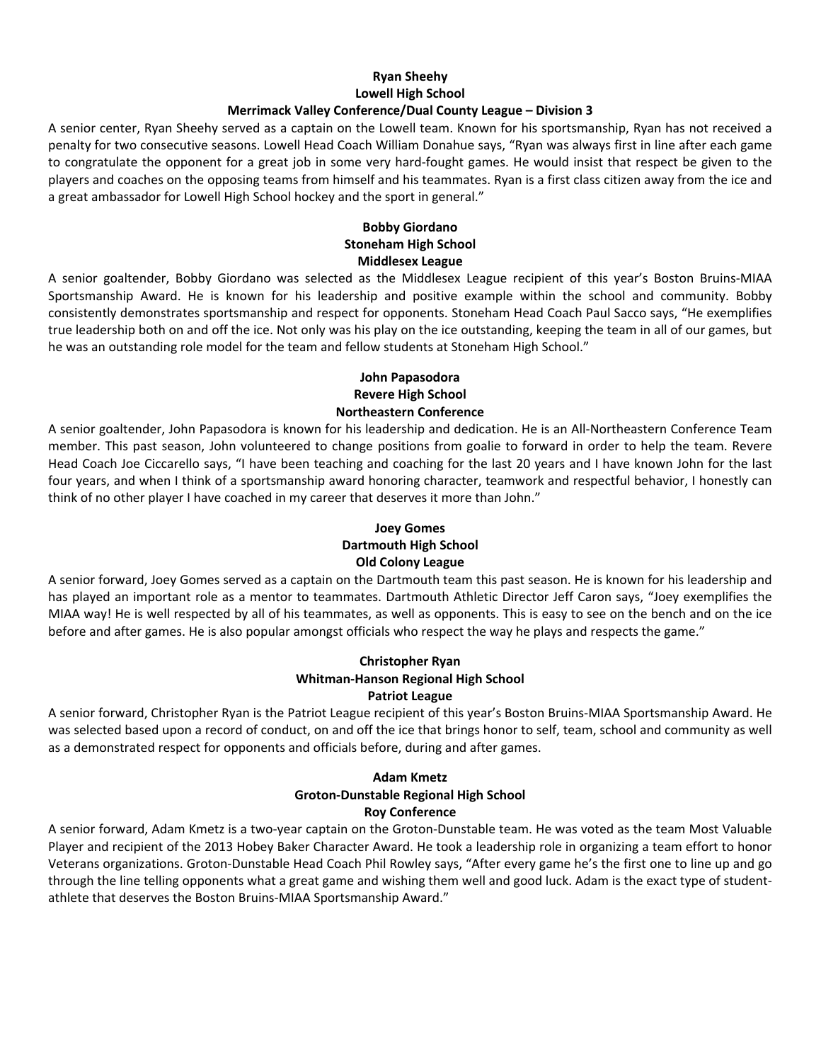**Ryan Sheehy**
**Lowell High School**
**Merrimack Valley Conference/Dual County League – Division 3**

A senior center, Ryan Sheehy served as a captain on the Lowell team. Known for his sportsmanship, Ryan has not received a penalty for two consecutive seasons. Lowell Head Coach William Donahue says, "Ryan was always first in line after each game to congratulate the opponent for a great job in some very hard-fought games. He would insist that respect be given to the players and coaches on the opposing teams from himself and his teammates. Ryan is a first class citizen away from the ice and a great ambassador for Lowell High School hockey and the sport in general."

**Bobby Giordano**
**Stoneham High School**
**Middlesex League**

A senior goaltender, Bobby Giordano was selected as the Middlesex League recipient of this year's Boston Bruins-MIAA Sportsmanship Award. He is known for his leadership and positive example within the school and community. Bobby consistently demonstrates sportsmanship and respect for opponents. Stoneham Head Coach Paul Sacco says, "He exemplifies true leadership both on and off the ice. Not only was his play on the ice outstanding, keeping the team in all of our games, but he was an outstanding role model for the team and fellow students at Stoneham High School."

**John Papasodora**
**Revere High School**
**Northeastern Conference**

A senior goaltender, John Papasodora is known for his leadership and dedication. He is an All-Northeastern Conference Team member. This past season, John volunteered to change positions from goalie to forward in order to help the team. Revere Head Coach Joe Ciccarello says, "I have been teaching and coaching for the last 20 years and I have known John for the last four years, and when I think of a sportsmanship award honoring character, teamwork and respectful behavior, I honestly can think of no other player I have coached in my career that deserves it more than John."

**Joey Gomes**
**Dartmouth High School**
**Old Colony League**

A senior forward, Joey Gomes served as a captain on the Dartmouth team this past season. He is known for his leadership and has played an important role as a mentor to teammates. Dartmouth Athletic Director Jeff Caron says, "Joey exemplifies the MIAA way! He is well respected by all of his teammates, as well as opponents. This is easy to see on the bench and on the ice before and after games. He is also popular amongst officials who respect the way he plays and respects the game."

**Christopher Ryan**
**Whitman-Hanson Regional High School**
**Patriot League**

A senior forward, Christopher Ryan is the Patriot League recipient of this year's Boston Bruins-MIAA Sportsmanship Award. He was selected based upon a record of conduct, on and off the ice that brings honor to self, team, school and community as well as a demonstrated respect for opponents and officials before, during and after games.

**Adam Kmetz**
**Groton-Dunstable Regional High School**
**Roy Conference**

A senior forward, Adam Kmetz is a two-year captain on the Groton-Dunstable team. He was voted as the team Most Valuable Player and recipient of the 2013 Hobey Baker Character Award. He took a leadership role in organizing a team effort to honor Veterans organizations. Groton-Dunstable Head Coach Phil Rowley says, "After every game he's the first one to line up and go through the line telling opponents what a great game and wishing them well and good luck. Adam is the exact type of student-athlete that deserves the Boston Bruins-MIAA Sportsmanship Award."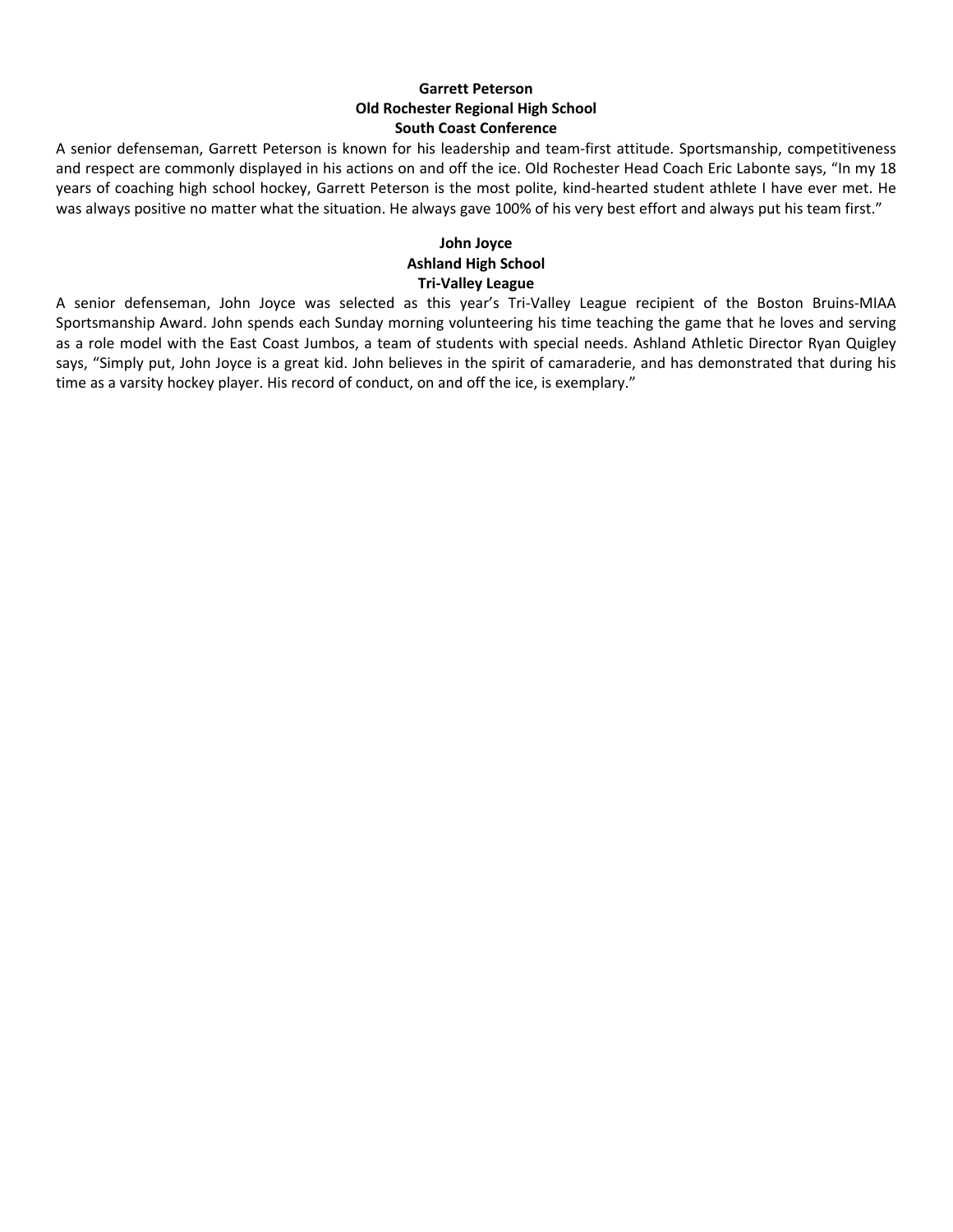**Garrett Peterson**
**Old Rochester Regional High School**
**South Coast Conference**

A senior defenseman, Garrett Peterson is known for his leadership and team-first attitude. Sportsmanship, competitiveness and respect are commonly displayed in his actions on and off the ice. Old Rochester Head Coach Eric Labonte says, "In my 18 years of coaching high school hockey, Garrett Peterson is the most polite, kind-hearted student athlete I have ever met. He was always positive no matter what the situation. He always gave 100% of his very best effort and always put his team first."

**John Joyce**
**Ashland High School**
**Tri-Valley League**

A senior defenseman, John Joyce was selected as this year's Tri-Valley League recipient of the Boston Bruins-MIAA Sportsmanship Award. John spends each Sunday morning volunteering his time teaching the game that he loves and serving as a role model with the East Coast Jumbos, a team of students with special needs. Ashland Athletic Director Ryan Quigley says, "Simply put, John Joyce is a great kid. John believes in the spirit of camaraderie, and has demonstrated that during his time as a varsity hockey player. His record of conduct, on and off the ice, is exemplary."